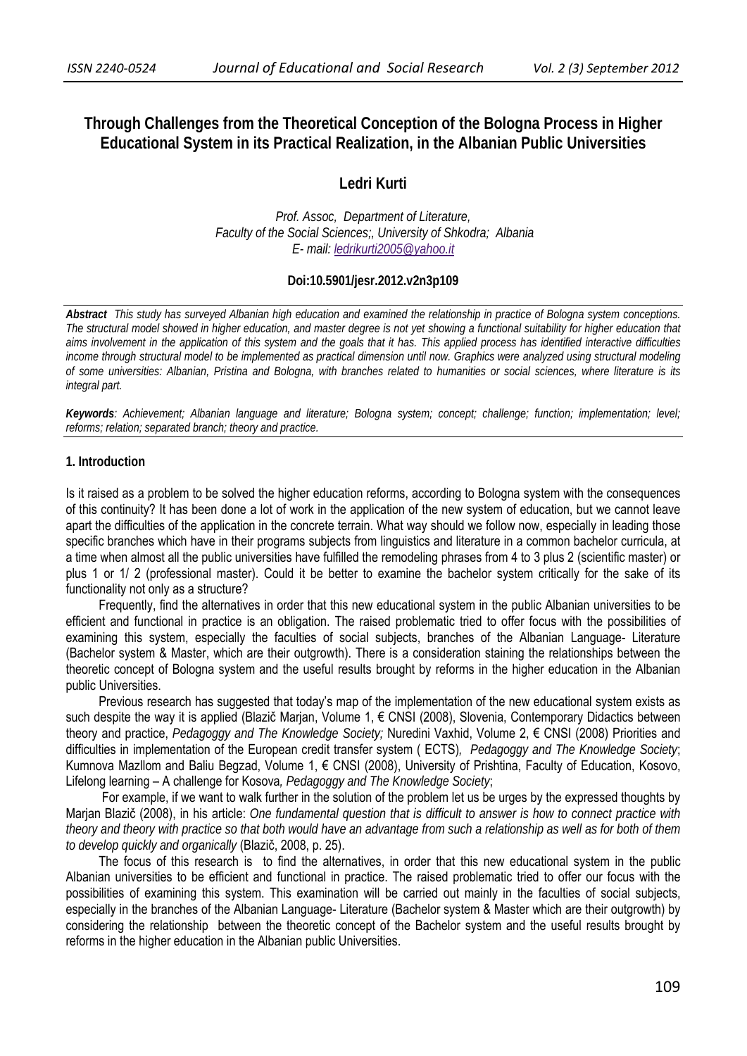# Through Challenges from the Theoretical Conception of the Bologna Process in Higher Educational System in its Practical Realization, in the Albanian Public Universities

**Ledri Kurti**

*Prof. Assoc, Department of Literature,*
*Faculty of the Social Sciences;, University of Shkodra; Albania*
*E- mail: ledrikurti2005@yahoo.it*

**Doi:10.5901/jesr.2012.v2n3p109**

***Abstract*** *This study has surveyed Albanian high education and examined the relationship in practice of Bologna system conceptions. The structural model showed in higher education, and master degree is not yet showing a functional suitability for higher education that aims involvement in the application of this system and the goals that it has. This applied process has identified interactive difficulties income through structural model to be implemented as practical dimension until now. Graphics were analyzed using structural modeling of some universities: Albanian, Pristina and Bologna, with branches related to humanities or social sciences, where literature is its integral part.*

***Keywords**: Achievement; Albanian language and literature; Bologna system; concept; challenge; function; implementation; level; reforms; relation; separated branch; theory and practice.*

## 1. Introduction

Is it raised as a problem to be solved the higher education reforms, according to Bologna system with the consequences of this continuity? It has been done a lot of work in the application of the new system of education, but we cannot leave apart the difficulties of the application in the concrete terrain. What way should we follow now, especially in leading those specific branches which have in their programs subjects from linguistics and literature in a common bachelor curricula, at a time when almost all the public universities have fulfilled the remodeling phrases from 4 to 3 plus 2 (scientific master) or plus 1 or 1/ 2 (professional master). Could it be better to examine the bachelor system critically for the sake of its functionality not only as a structure?

Frequently, find the alternatives in order that this new educational system in the public Albanian universities to be efficient and functional in practice is an obligation. The raised problematic tried to offer focus with the possibilities of examining this system, especially the faculties of social subjects, branches of the Albanian Language- Literature (Bachelor system & Master, which are their outgrowth). There is a consideration staining the relationships between the theoretic concept of Bologna system and the useful results brought by reforms in the higher education in the Albanian public Universities.

Previous research has suggested that today's map of the implementation of the new educational system exists as such despite the way it is applied (Blazič Marjan, Volume 1, € CNSI (2008), Slovenia, Contemporary Didactics between theory and practice, *Pedagoggy and The Knowledge Society;* Nuredini Vaxhid, Volume 2, € CNSI (2008) Priorities and difficulties in implementation of the European credit transfer system ( ECTS), *Pedagoggy and The Knowledge Society*; Kumnova Mazllom and Baliu Begzad, Volume 1, € CNSI (2008), University of Prishtina, Faculty of Education, Kosovo, Lifelong learning – A challenge for Kosova*, Pedagoggy and The Knowledge Society*;

For example, if we want to walk further in the solution of the problem let us be urges by the expressed thoughts by Marjan Blazič (2008), in his article: *One fundamental question that is difficult to answer is how to connect practice with theory and theory with practice so that both would have an advantage from such a relationship as well as for both of them to develop quickly and organically* (Blazič, 2008, p. 25).

The focus of this research is to find the alternatives, in order that this new educational system in the public Albanian universities to be efficient and functional in practice. The raised problematic tried to offer our focus with the possibilities of examining this system. This examination will be carried out mainly in the faculties of social subjects, especially in the branches of the Albanian Language- Literature (Bachelor system & Master which are their outgrowth) by considering the relationship between the theoretic concept of the Bachelor system and the useful results brought by reforms in the higher education in the Albanian public Universities.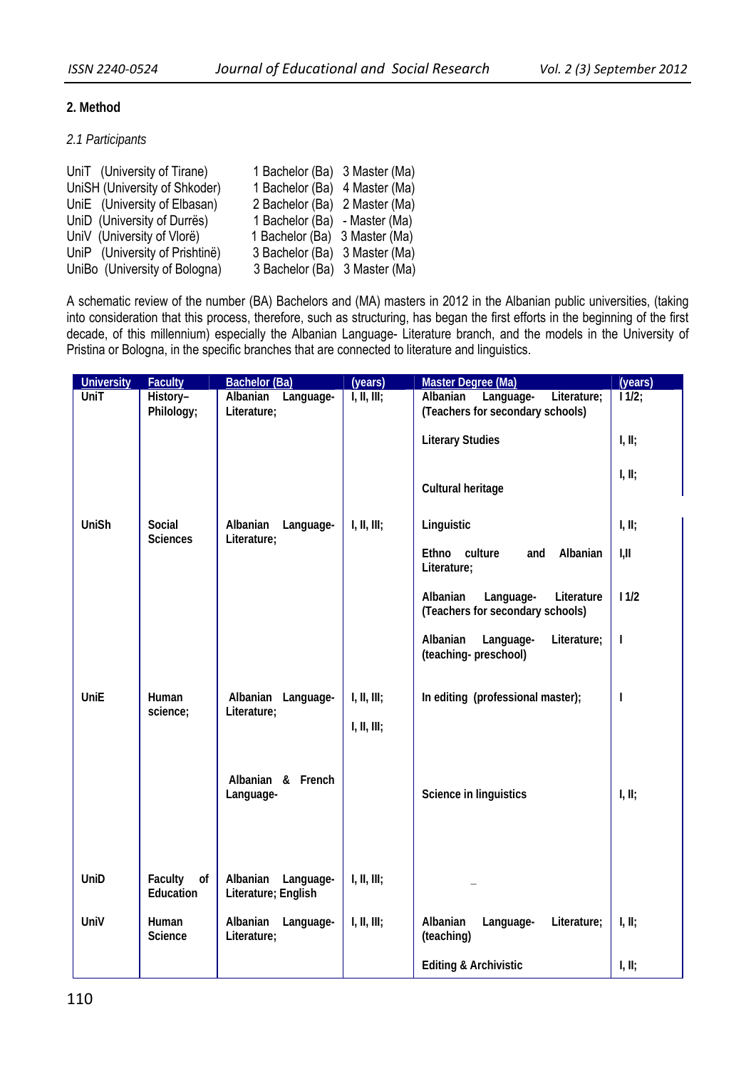## 2. Method

*2.1 Participants*

| | | |
|---|---|---|
| UniT (University of Tirane) | 1 Bachelor (Ba) | 3 Master (Ma) |
| UniSH (University of Shkoder) | 1 Bachelor (Ba) | 4 Master (Ma) |
| UniE (University of Elbasan) | 2 Bachelor (Ba) | 2 Master (Ma) |
| UniD (University of Durrës) | 1 Bachelor (Ba) | - Master (Ma) |
| UniV (University of Vlorë) | 1 Bachelor (Ba) | 3 Master (Ma) |
| UniP (University of Prishtinë) | 3 Bachelor (Ba) | 3 Master (Ma) |
| UniBo (University of Bologna) | 3 Bachelor (Ba) | 3 Master (Ma) |

A schematic review of the number (BA) Bachelors and (MA) masters in 2012 in the Albanian public universities, (taking into consideration that this process, therefore, such as structuring, has began the first efforts in the beginning of the first decade, of this millennium) especially the Albanian Language- Literature branch, and the models in the University of Pristina or Bologna, in the specific branches that are connected to literature and linguistics.

| University | Faculty | Bachelor (Ba) | (years) | Master Degree (Ma) | (years) |
|---|---|---|---|---|---|
| UniT | History–Philology; | Albanian Language-Literature; | I, II, III; | Albanian Language- Literature; (Teachers for secondary schools) | I 1/2; |
| | | | | Literary Studies | I, II; |
| | | | | Cultural heritage | I, II; |
| UniSh | Social Sciences | Albanian Language-Literature; | I, II, III; | Linguistic | I, II; |
| | | | | Ethno culture and Albanian Literature; | I,II |
| | | | | Albanian Language- Literature (Teachers for secondary schools) | I 1/2 |
| | | | | Albanian Language- Literature; (teaching- preschool) | I |
| UniE | Human science; | Albanian Language-Literature; | I, II, III; | In editing (professional master); | I |
| | | | I, II, III; | | |
| | | Albanian & French Language- | | Science in linguistics | I, II; |
| UniD | Faculty of Education | Albanian Language-Literature; English | I, II, III; | _ | |
| UniV | Human Science | Albanian Language-Literature; | I, II, III; | Albanian Language- Literature; (teaching) | I, II; |
| | | | | Editing & Archivistic | I, II; |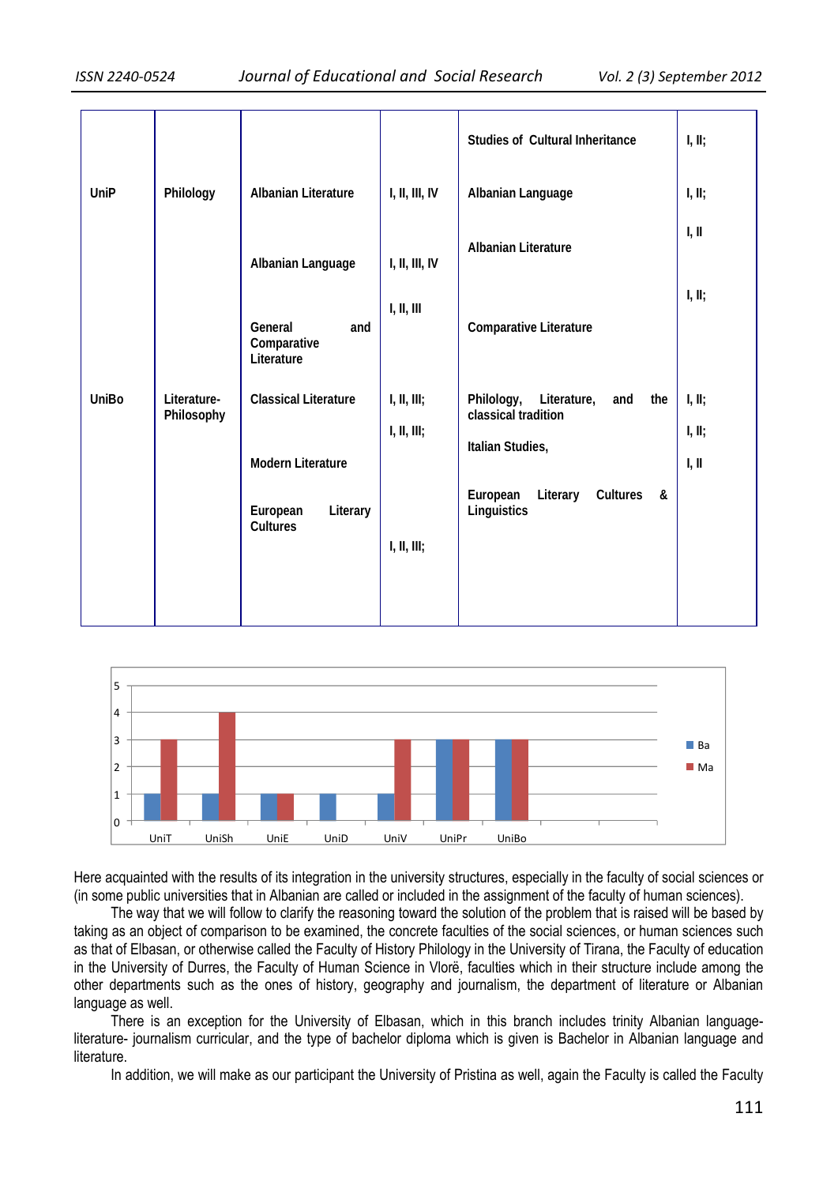| | | | | | |
|---|---|---|---|---|---|
| | | | | Studies of Cultural Inheritance | I, II; |
| UniP | Philology | Albanian Literature | I, II, III, IV | Albanian Language | I, II; |
| | | Albanian Language | I, II, III, IV | Albanian Literature | I, II |
| | | General and Comparative Literature | I, II, III | Comparative Literature | I, II; |
| UniBo | Literature-Philosophy | Classical Literature | I, II, III; | Philology, Literature, and the classical tradition | I, II; |
| | | Modern Literature | I, II, III; | Italian Studies, | I, II; |
| | | European Literary Cultures | I, II, III; | European Literary Cultures & Linguistics | I, II |

| | Ba | Ma |
|---|---|---|
| UniT | 1 | 3 |
| UniSh | 1 | 4 |
| UniE | 1 | 1 |
| UniD | 1 | 0 |
| UniV | 1 | 3 |
| UniPr | 3 | 3 |
| UniBo | 3 | 3 |

Here acquainted with the results of its integration in the university structures, especially in the faculty of social sciences or (in some public universities that in Albanian are called or included in the assignment of the faculty of human sciences).

The way that we will follow to clarify the reasoning toward the solution of the problem that is raised will be based by taking as an object of comparison to be examined, the concrete faculties of the social sciences, or human sciences such as that of Elbasan, or otherwise called the Faculty of History Philology in the University of Tirana, the Faculty of education in the University of Durres, the Faculty of Human Science in Vlorë, faculties which in their structure include among the other departments such as the ones of history, geography and journalism, the department of literature or Albanian language as well.

There is an exception for the University of Elbasan, which in this branch includes trinity Albanian language-literature- journalism curricular, and the type of bachelor diploma which is given is Bachelor in Albanian language and literature.

In addition, we will make as our participant the University of Pristina as well, again the Faculty is called the Faculty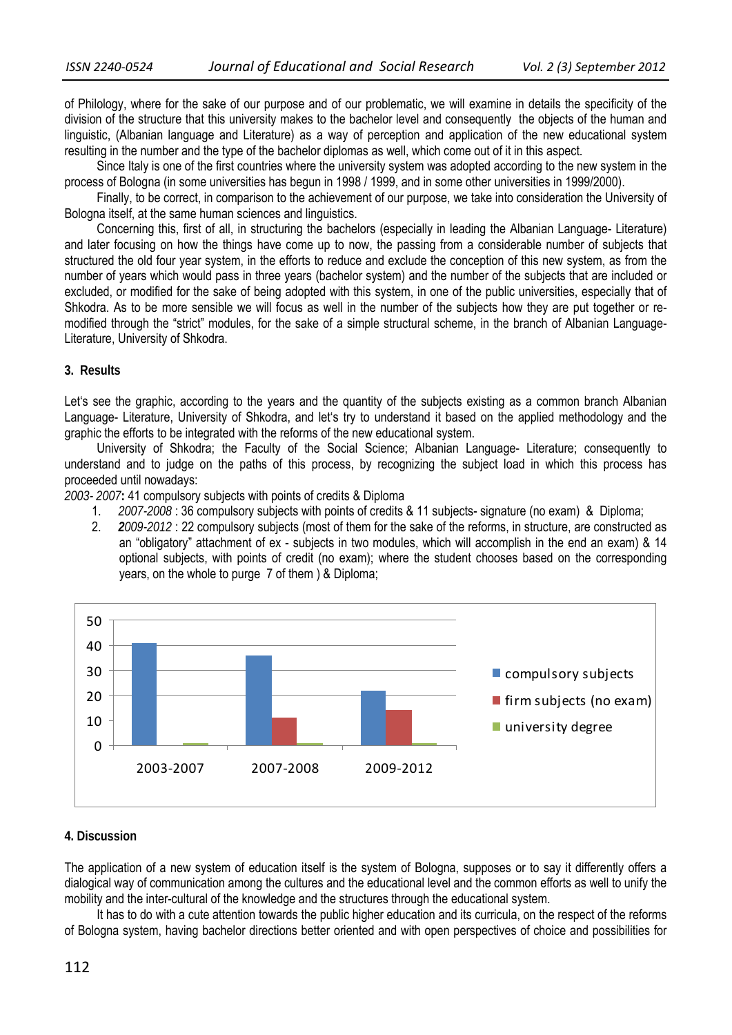of Philology, where for the sake of our purpose and of our problematic, we will examine in details the specificity of the division of the structure that this university makes to the bachelor level and consequently the objects of the human and linguistic, (Albanian language and Literature) as a way of perception and application of the new educational system resulting in the number and the type of the bachelor diplomas as well, which come out of it in this aspect.

Since Italy is one of the first countries where the university system was adopted according to the new system in the process of Bologna (in some universities has begun in 1998 / 1999, and in some other universities in 1999/2000).

Finally, to be correct, in comparison to the achievement of our purpose, we take into consideration the University of Bologna itself, at the same human sciences and linguistics.

Concerning this, first of all, in structuring the bachelors (especially in leading the Albanian Language- Literature) and later focusing on how the things have come up to now, the passing from a considerable number of subjects that structured the old four year system, in the efforts to reduce and exclude the conception of this new system, as from the number of years which would pass in three years (bachelor system) and the number of the subjects that are included or excluded, or modified for the sake of being adopted with this system, in one of the public universities, especially that of Shkodra. As to be more sensible we will focus as well in the number of the subjects how they are put together or re-modified through the "strict" modules, for the sake of a simple structural scheme, in the branch of Albanian Language-Literature, University of Shkodra.

## 3. Results

Let's see the graphic, according to the years and the quantity of the subjects existing as a common branch Albanian Language- Literature, University of Shkodra, and let's try to understand it based on the applied methodology and the graphic the efforts to be integrated with the reforms of the new educational system.

University of Shkodra; the Faculty of the Social Science; Albanian Language- Literature; consequently to understand and to judge on the paths of this process, by recognizing the subject load in which this process has proceeded until nowadays:

*2003- 2007*: 41 compulsory subjects with points of credits & Diploma

1. *2007-2008* : 36 compulsory subjects with points of credits & 11 subjects- signature (no exam) & Diploma;
2. ***2**009-2012* : 22 compulsory subjects (most of them for the sake of the reforms, in structure, are constructed as an "obligatory" attachment of ex - subjects in two modules, which will accomplish in the end an exam) & 14 optional subjects, with points of credit (no exam); where the student chooses based on the corresponding years, on the whole to purge 7 of them ) & Diploma;

## 4. Discussion

The application of a new system of education itself is the system of Bologna, supposes or to say it differently offers a dialogical way of communication among the cultures and the educational level and the common efforts as well to unify the mobility and the inter-cultural of the knowledge and the structures through the educational system.

It has to do with a cute attention towards the public higher education and its curricula, on the respect of the reforms of Bologna system, having bachelor directions better oriented and with open perspectives of choice and possibilities for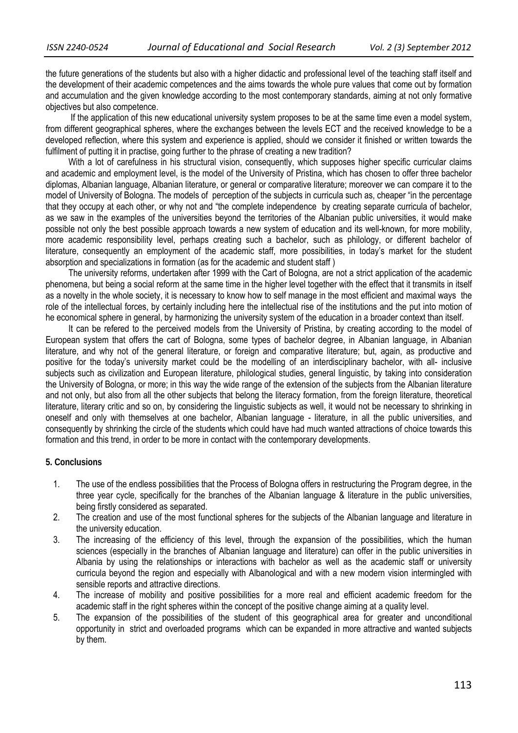the future generations of the students but also with a higher didactic and professional level of the teaching staff itself and the development of their academic competences and the aims towards the whole pure values that come out by formation and accumulation and the given knowledge according to the most contemporary standards, aiming at not only formative objectives but also competence.

If the application of this new educational university system proposes to be at the same time even a model system, from different geographical spheres, where the exchanges between the levels ECT and the received knowledge to be a developed reflection, where this system and experience is applied, should we consider it finished or written towards the fulfilment of putting it in practise, going further to the phrase of creating a new tradition?

With a lot of carefulness in his structural vision, consequently, which supposes higher specific curricular claims and academic and employment level, is the model of the University of Pristina, which has chosen to offer three bachelor diplomas, Albanian language, Albanian literature, or general or comparative literature; moreover we can compare it to the model of University of Bologna. The models of perception of the subjects in curricula such as, cheaper "in the percentage that they occupy at each other, or why not and "the complete independence by creating separate curricula of bachelor, as we saw in the examples of the universities beyond the territories of the Albanian public universities, it would make possible not only the best possible approach towards a new system of education and its well-known, for more mobility, more academic responsibility level, perhaps creating such a bachelor, such as philology, or different bachelor of literature, consequently an employment of the academic staff, more possibilities, in today's market for the student absorption and specializations in formation (as for the academic and student staff )

The university reforms, undertaken after 1999 with the Cart of Bologna, are not a strict application of the academic phenomena, but being a social reform at the same time in the higher level together with the effect that it transmits in itself as a novelty in the whole society, it is necessary to know how to self manage in the most efficient and maximal ways the role of the intellectual forces, by certainly including here the intellectual rise of the institutions and the put into motion of he economical sphere in general, by harmonizing the university system of the education in a broader context than itself.

It can be refered to the perceived models from the University of Pristina, by creating according to the model of European system that offers the cart of Bologna, some types of bachelor degree, in Albanian language, in Albanian literature, and why not of the general literature, or foreign and comparative literature; but, again, as productive and positive for the today's university market could be the modelling of an interdisciplinary bachelor, with all- inclusive subjects such as civilization and European literature, philological studies, general linguistic, by taking into consideration the University of Bologna, or more; in this way the wide range of the extension of the subjects from the Albanian literature and not only, but also from all the other subjects that belong the literacy formation, from the foreign literature, theoretical literature, literary critic and so on, by considering the linguistic subjects as well, it would not be necessary to shrinking in oneself and only with themselves at one bachelor, Albanian language - literature, in all the public universities, and consequently by shrinking the circle of the students which could have had much wanted attractions of choice towards this formation and this trend, in order to be more in contact with the contemporary developments.

## 5. Conclusions

1. The use of the endless possibilities that the Process of Bologna offers in restructuring the Program degree, in the three year cycle, specifically for the branches of the Albanian language & literature in the public universities, being firstly considered as separated.
2. The creation and use of the most functional spheres for the subjects of the Albanian language and literature in the university education.
3. The increasing of the efficiency of this level, through the expansion of the possibilities, which the human sciences (especially in the branches of Albanian language and literature) can offer in the public universities in Albania by using the relationships or interactions with bachelor as well as the academic staff or university curricula beyond the region and especially with Albanological and with a new modern vision intermingled with sensible reports and attractive directions.
4. The increase of mobility and positive possibilities for a more real and efficient academic freedom for the academic staff in the right spheres within the concept of the positive change aiming at a quality level.
5. The expansion of the possibilities of the student of this geographical area for greater and unconditional opportunity in strict and overloaded programs which can be expanded in more attractive and wanted subjects by them.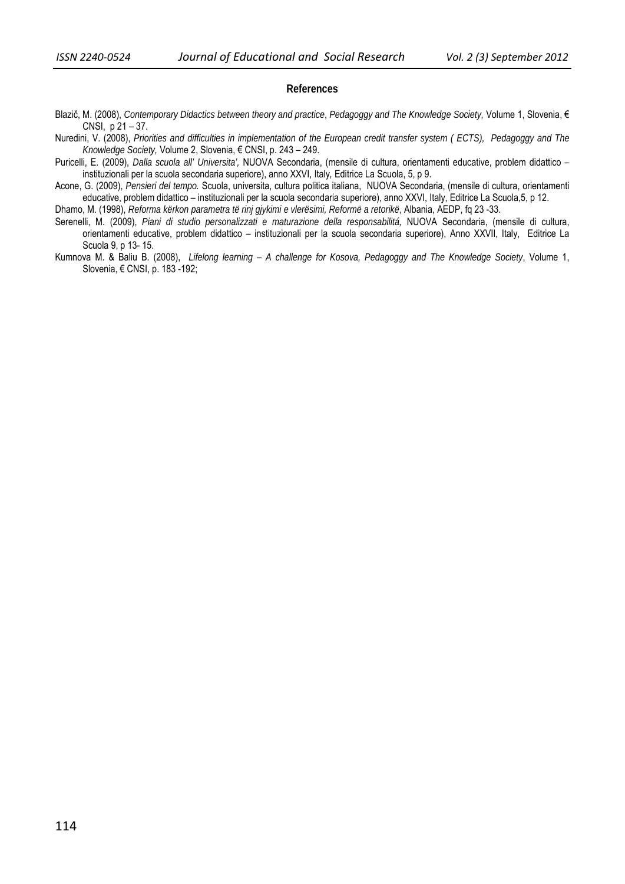## References

Blazič, M. (2008), *Contemporary Didactics between theory and practice*, *Pedagoggy and The Knowledge Society,* Volume 1, Slovenia, € CNSI, p 21 – 37.

Nuredini, V. (2008), *Priorities and difficulties in implementation of the European credit transfer system ( ECTS), Pedagoggy and The Knowledge Society,* Volume 2, Slovenia, € CNSI, p. 243 – 249.

Puricelli, E. (2009), *Dalla scuola all' Universita',* NUOVA Secondaria, (mensile di cultura, orientamenti educative, problem didattico – instituzionali per la scuola secondaria superiore), anno XXVI, Italy, Editrice La Scuola, 5, p 9.

Acone, G. (2009), *Pensieri del tempo.* Scuola, universita, cultura politica italiana, NUOVA Secondaria, (mensile di cultura, orientamenti educative, problem didattico – instituzionali per la scuola secondaria superiore), anno XXVI, Italy, Editrice La Scuola,5, p 12.

Dhamo, M. (1998), *Reforma kërkon parametra të rinj gjykimi e vlerësimi, Reformë a retorikë*, Albania, AEDP, fq 23 -33.

Serenelli, M. (2009), *Piani di studio personalizzati e maturazione della responsabilitá,* NUOVA Secondaria, (mensile di cultura, orientamenti educative, problem didattico – instituzionali per la scuola secondaria superiore), Anno XXVII, Italy, Editrice La Scuola 9, p 13- 15.

Kumnova M. & Baliu B. (2008), *Lifelong learning – A challenge for Kosova, Pedagoggy and The Knowledge Society*, Volume 1, Slovenia, € CNSI, p. 183 -192;